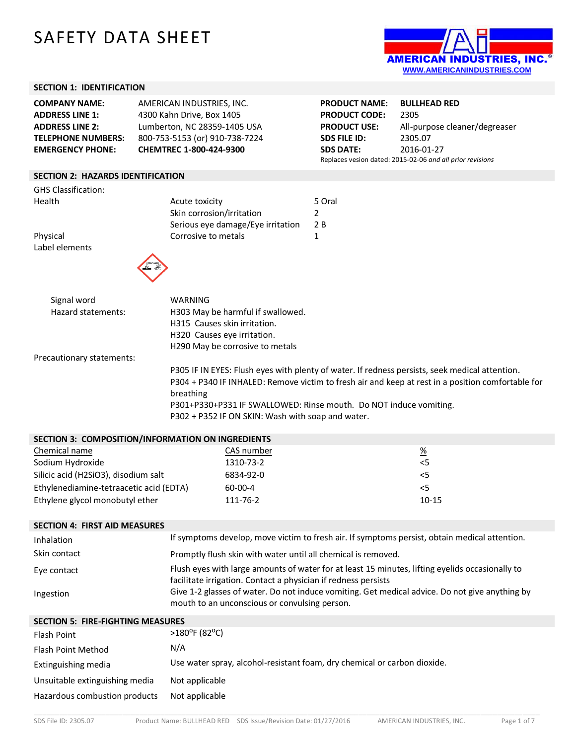# SAFETY DATA SHEET

AMERICAN INDUSTRIES, INC.®
WWW.AMERICANINDUSTRIES.COM

## SECTION 1: IDENTIFICATION

| | |
|---|---|
| **COMPANY NAME:** | AMERICAN INDUSTRIES, INC. |
| **ADDRESS LINE 1:** | 4300 Kahn Drive, Box 1405 |
| **ADDRESS LINE 2:** | Lumberton, NC 28359-1405 USA |
| **TELEPHONE NUMBERS:** | 800-753-5153 (or) 910-738-7224 |
| **EMERGENCY PHONE:** | **CHEMTREC 1-800-424-9300** |

| | |
|---|---|
| **PRODUCT NAME:** | **BULLHEAD RED** |
| **PRODUCT CODE:** | 2305 |
| **PRODUCT USE:** | All-purpose cleaner/degreaser |
| **SDS FILE ID:** | 2305.07 |
| **SDS DATE:** | 2016-01-27 |

Replaces vesion dated: 2015-02-06 *and all prior revisions*

## SECTION 2: HAZARDS IDENTIFICATION

GHS Classification:

| | | |
|---|---|---|
| Health | Acute toxicity | 5 Oral |
| | Skin corrosion/irritation | 2 |
| | Serious eye damage/Eye irritation | 2 B |
| Physical | Corrosive to metals | 1 |

Label elements

Signal word: WARNING

Hazard statements:
- H303 May be harmful if swallowed.
- H315 Causes skin irritation.
- H320 Causes eye irritation.
- H290 May be corrosive to metals

Precautionary statements:
- P305 IF IN EYES: Flush eyes with plenty of water. If redness persists, seek medical attention.
- P304 + P340 IF INHALED: Remove victim to fresh air and keep at rest in a position comfortable for breathing
- P301+P330+P331 IF SWALLOWED: Rinse mouth. Do NOT induce vomiting.
- P302 + P352 IF ON SKIN: Wash with soap and water.

## SECTION 3: COMPOSITION/INFORMATION ON INGREDIENTS

| Chemical name | CAS number | % |
|---|---|---|
| Sodium Hydroxide | 1310-73-2 | <5 |
| Silicic acid ($H_2SiO_3$), disodium salt | 6834-92-0 | <5 |
| Ethylenediamine-tetraacetic acid (EDTA) | 60-00-4 | <5 |
| Ethylene glycol monobutyl ether | 111-76-2 | 10-15 |

## SECTION 4: FIRST AID MEASURES

| | |
|---|---|
| Inhalation | If symptoms develop, move victim to fresh air. If symptoms persist, obtain medical attention. |
| Skin contact | Promptly flush skin with water until all chemical is removed. |
| Eye contact | Flush eyes with large amounts of water for at least 15 minutes, lifting eyelids occasionally to facilitate irrigation. Contact a physician if redness persists |
| Ingestion | Give 1-2 glasses of water. Do not induce vomiting. Get medical advice. Do not give anything by mouth to an unconscious or convulsing person. |

## SECTION 5: FIRE-FIGHTING MEASURES

| | |
|---|---|
| Flash Point | >180°F (82°C) |
| Flash Point Method | N/A |
| Extinguishing media | Use water spray, alcohol-resistant foam, dry chemical or carbon dioxide. |
| Unsuitable extinguishing media | Not applicable |
| Hazardous combustion products | Not applicable |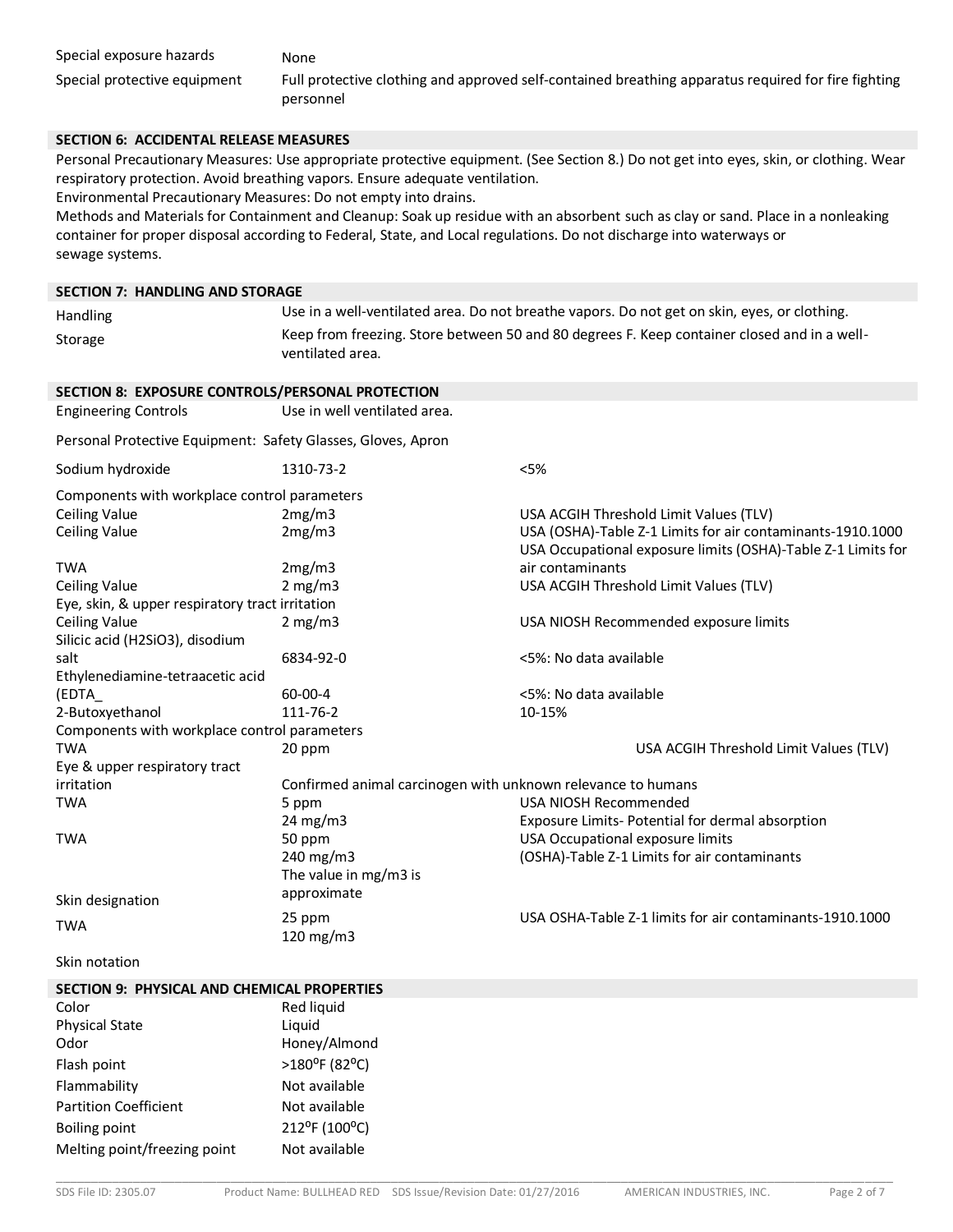| | |
|---|---|
| Special exposure hazards | None |
| Special protective equipment | Full protective clothing and approved self-contained breathing apparatus required for fire fighting personnel |

## SECTION 6: ACCIDENTAL RELEASE MEASURES

Personal Precautionary Measures: Use appropriate protective equipment. (See Section 8.) Do not get into eyes, skin, or clothing. Wear respiratory protection. Avoid breathing vapors. Ensure adequate ventilation.

Environmental Precautionary Measures: Do not empty into drains.

Methods and Materials for Containment and Cleanup: Soak up residue with an absorbent such as clay or sand. Place in a nonleaking container for proper disposal according to Federal, State, and Local regulations. Do not discharge into waterways or sewage systems.

## SECTION 7: HANDLING AND STORAGE

| | |
|---|---|
| Handling | Use in a well-ventilated area. Do not breathe vapors. Do not get on skin, eyes, or clothing. |
| Storage | Keep from freezing. Store between 50 and 80 degrees F. Keep container closed and in a well-ventilated area. |

## SECTION 8: EXPOSURE CONTROLS/PERSONAL PROTECTION

Engineering Controls: Use in well ventilated area.

Personal Protective Equipment: Safety Glasses, Gloves, Apron

| | | |
|---|---|---|
| Sodium hydroxide | 1310-73-2 | <5% |
| Components with workplace control parameters | | |
| Ceiling Value | 2mg/m3 | USA ACGIH Threshold Limit Values (TLV) |
| Ceiling Value | 2mg/m3 | USA (OSHA)-Table Z-1 Limits for air contaminants-1910.1000 |
| TWA | 2mg/m3 | USA Occupational exposure limits (OSHA)-Table Z-1 Limits for air contaminants |
| Ceiling Value | 2 mg/m3 | USA ACGIH Threshold Limit Values (TLV) |
| Eye, skin, & upper respiratory tract irritation | | |
| Ceiling Value | 2 mg/m3 | USA NIOSH Recommended exposure limits |
| Silicic acid ($H_2SiO_3$), disodium salt | 6834-92-0 | <5%: No data available |
| Ethylenediamine-tetraacetic acid (EDTA_ | 60-00-4 | <5%: No data available |
| 2-Butoxyethanol | 111-76-2 | 10-15% |
| Components with workplace control parameters | | |
| TWA | 20 ppm | USA ACGIH Threshold Limit Values (TLV) |
| Eye & upper respiratory tract irritation | Confirmed animal carcinogen with unknown relevance to humans | |
| TWA | 5 ppm<br>24 mg/m3 | USA NIOSH Recommended<br>Exposure Limits- Potential for dermal absorption |
| TWA | 50 ppm<br>240 mg/m3<br>The value in mg/m3 is approximate | USA Occupational exposure limits<br>(OSHA)-Table Z-1 Limits for air contaminants |
| Skin designation | | |
| TWA | 25 ppm<br>120 mg/m3 | USA OSHA-Table Z-1 limits for air contaminants-1910.1000 |
| Skin notation | | |

## SECTION 9: PHYSICAL AND CHEMICAL PROPERTIES

| | |
|---|---|
| Color | Red liquid |
| Physical State | Liquid |
| Odor | Honey/Almond |
| Flash point | >180°F (82°C) |
| Flammability | Not available |
| Partition Coefficient | Not available |
| Boiling point | 212°F (100°C) |
| Melting point/freezing point | Not available |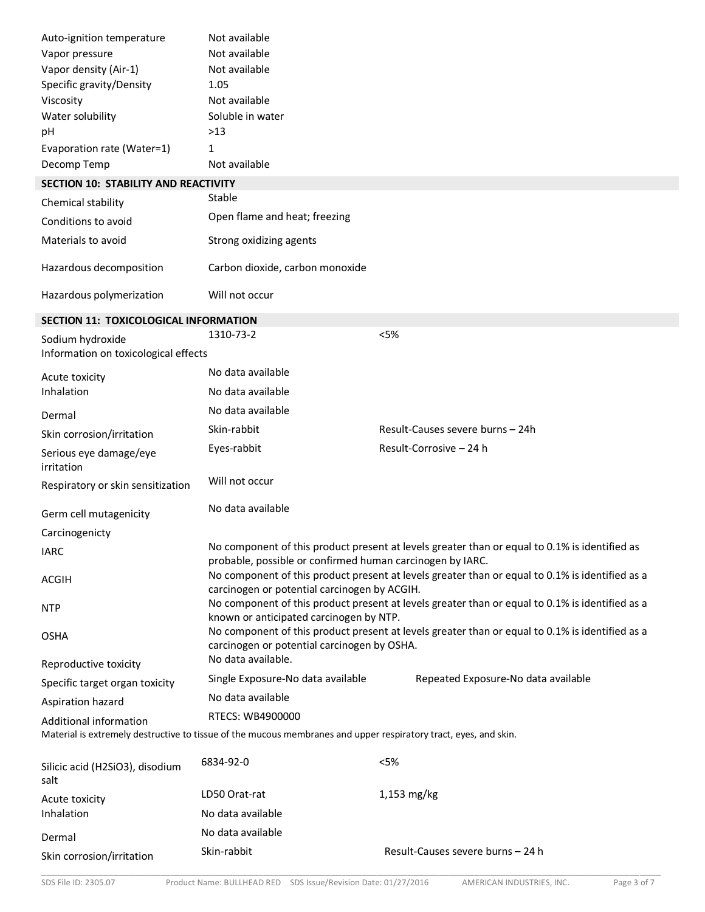| | |
|---|---|
| Auto-ignition temperature | Not available |
| Vapor pressure | Not available |
| Vapor density (Air-1) | Not available |
| Specific gravity/Density | 1.05 |
| Viscosity | Not available |
| Water solubility | Soluble in water |
| pH | >13 |
| Evaporation rate (Water=1) | 1 |
| Decomp Temp | Not available |

## SECTION 10: STABILITY AND REACTIVITY

| | |
|---|---|
| Chemical stability | Stable |
| Conditions to avoid | Open flame and heat; freezing |
| Materials to avoid | Strong oxidizing agents |
| Hazardous decomposition | Carbon dioxide, carbon monoxide |
| Hazardous polymerization | Will not occur |

## SECTION 11: TOXICOLOGICAL INFORMATION

| | | |
|---|---|---|
| Sodium hydroxide | 1310-73-2 | <5% |
| Information on toxicological effects | | |
| Acute toxicity | No data available | |
| Inhalation | No data available | |
| Dermal | No data available | |
| Skin corrosion/irritation | Skin-rabbit | Result-Causes severe burns – 24h |
| Serious eye damage/eye irritation | Eyes-rabbit | Result-Corrosive – 24 h |
| Respiratory or skin sensitization | Will not occur | |
| Germ cell mutagenicity | No data available | |
| Carcinogenicty | | |
| IARC | No component of this product present at levels greater than or equal to 0.1% is identified as probable, possible or confirmed human carcinogen by IARC. | |
| ACGIH | No component of this product present at levels greater than or equal to 0.1% is identified as a carcinogen or potential carcinogen by ACGIH. | |
| NTP | No component of this product present at levels greater than or equal to 0.1% is identified as a known or anticipated carcinogen by NTP. | |
| OSHA | No component of this product present at levels greater than or equal to 0.1% is identified as a carcinogen or potential carcinogen by OSHA. | |
| Reproductive toxicity | No data available. | |
| Specific target organ toxicity | Single Exposure-No data available | Repeated Exposure-No data available |
| Aspiration hazard | No data available | |
| Additional information | RTECS: WB4900000 | |

Material is extremely destructive to tissue of the mucous membranes and upper respiratory tract, eyes, and skin.

| | | |
|---|---|---|
| Silicic acid ($H_2SiO_3$), disodium salt | 6834-92-0 | <5% |
| Acute toxicity | LD50 Orat-rat | 1,153 mg/kg |
| Inhalation | No data available | |
| Dermal | No data available | |
| Skin corrosion/irritation | Skin-rabbit | Result-Causes severe burns – 24 h |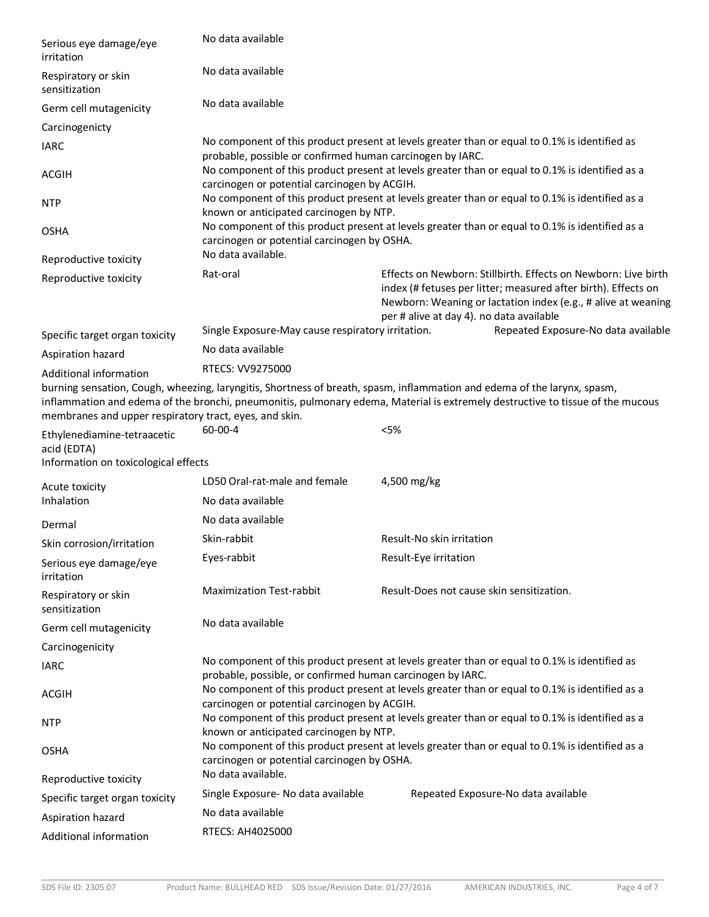| | | |
|---|---|---|
| Serious eye damage/eye irritation | No data available | |
| Respiratory or skin sensitization | No data available | |
| Germ cell mutagenicity | No data available | |
| Carcinogenicty | | |
| IARC | No component of this product present at levels greater than or equal to 0.1% is identified as probable, possible or confirmed human carcinogen by IARC. | |
| ACGIH | No component of this product present at levels greater than or equal to 0.1% is identified as a carcinogen or potential carcinogen by ACGIH. | |
| NTP | No component of this product present at levels greater than or equal to 0.1% is identified as a known or anticipated carcinogen by NTP. | |
| OSHA | No component of this product present at levels greater than or equal to 0.1% is identified as a carcinogen or potential carcinogen by OSHA. | |
| Reproductive toxicity | No data available. | |
| Reproductive toxicity | Rat-oral | Effects on Newborn: Stillbirth. Effects on Newborn: Live birth index (# fetuses per litter; measured after birth). Effects on Newborn: Weaning or lactation index (e.g., # alive at weaning per # alive at day 4). no data available |
| Specific target organ toxicity | Single Exposure-May cause respiratory irritation. | Repeated Exposure-No data available |
| Aspiration hazard | No data available | |
| Additional information | RTECS: VV9275000 | |

burning sensation, Cough, wheezing, laryngitis, Shortness of breath, spasm, inflammation and edema of the larynx, spasm, inflammation and edema of the bronchi, pneumonitis, pulmonary edema, Material is extremely destructive to tissue of the mucous membranes and upper respiratory tract, eyes, and skin.

| | | |
|---|---|---|
| Ethylenediamine-tetraacetic acid (EDTA) | 60-00-4 | <5% |

Information on toxicological effects

| | | |
|---|---|---|
| Acute toxicity | LD50 Oral-rat-male and female | 4,500 mg/kg |
| Inhalation | No data available | |
| Dermal | No data available | |
| Skin corrosion/irritation | Skin-rabbit | Result-No skin irritation |
| Serious eye damage/eye irritation | Eyes-rabbit | Result-Eye irritation |
| Respiratory or skin sensitization | Maximization Test-rabbit | Result-Does not cause skin sensitization. |
| Germ cell mutagenicity | No data available | |
| Carcinogenicity | | |
| IARC | No component of this product present at levels greater than or equal to 0.1% is identified as probable, possible, or confirmed human carcinogen by IARC. | |
| ACGIH | No component of this product present at levels greater than or equal to 0.1% is identified as a carcinogen or potential carcinogen by ACGIH. | |
| NTP | No component of this product present at levels greater than or equal to 0.1% is identified as a known or anticipated carcinogen by NTP. | |
| OSHA | No component of this product present at levels greater than or equal to 0.1% is identified as a carcinogen or potential carcinogen by OSHA. | |
| Reproductive toxicity | No data available. | |
| Specific target organ toxicity | Single Exposure- No data available | Repeated Exposure-No data available |
| Aspiration hazard | No data available | |
| Additional information | RTECS: AH4025000 | |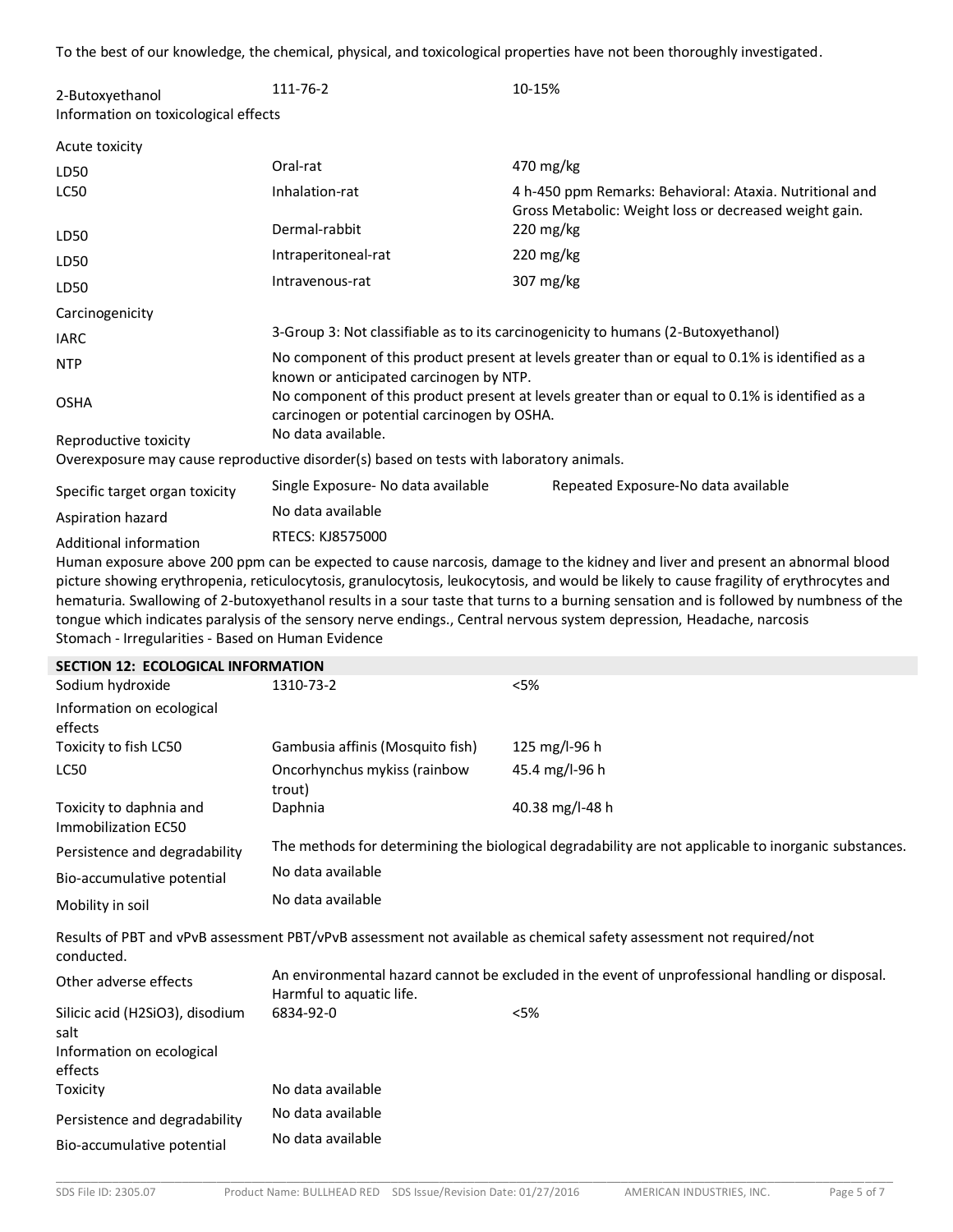To the best of our knowledge, the chemical, physical, and toxicological properties have not been thoroughly investigated.

| 2-Butoxyethanol | 111-76-2 | 10-15% |
|---|---|---|
| Information on toxicological effects | | |
| Acute toxicity | | |
| LD50 | Oral-rat | 470 mg/kg |
| LC50 | Inhalation-rat | 4 h-450 ppm Remarks: Behavioral: Ataxia. Nutritional and Gross Metabolic: Weight loss or decreased weight gain. |
| LD50 | Dermal-rabbit | 220 mg/kg |
| LD50 | Intraperitoneal-rat | 220 mg/kg |
| LD50 | Intravenous-rat | 307 mg/kg |
| Carcinogenicity | | |
| IARC | 3-Group 3: Not classifiable as to its carcinogenicity to humans (2-Butoxyethanol) | |
| NTP | No component of this product present at levels greater than or equal to 0.1% is identified as a known or anticipated carcinogen by NTP. | |
| OSHA | No component of this product present at levels greater than or equal to 0.1% is identified as a carcinogen or potential carcinogen by OSHA. | |
| Reproductive toxicity | No data available. | |

Overexposure may cause reproductive disorder(s) based on tests with laboratory animals.

| Specific target organ toxicity | Single Exposure- No data available | Repeated Exposure-No data available |
|---|---|---|
| Aspiration hazard | No data available | |
| Additional information | RTECS: KJ8575000 | |

Human exposure above 200 ppm can be expected to cause narcosis, damage to the kidney and liver and present an abnormal blood picture showing erythropenia, reticulocytosis, granulocytosis, leukocytosis, and would be likely to cause fragility of erythrocytes and hematuria. Swallowing of 2-butoxyethanol results in a sour taste that turns to a burning sensation and is followed by numbness of the tongue which indicates paralysis of the sensory nerve endings., Central nervous system depression, Headache, narcosis
Stomach - Irregularities - Based on Human Evidence

## SECTION 12: ECOLOGICAL INFORMATION

| Sodium hydroxide | 1310-73-2 | <5% |
|---|---|---|
| Information on ecological effects | | |
| Toxicity to fish LC50 | Gambusia affinis (Mosquito fish) | 125 mg/l-96 h |
| LC50 | Oncorhynchus mykiss (rainbow trout) | 45.4 mg/l-96 h |
| Toxicity to daphnia and Immobilization EC50 | Daphnia | 40.38 mg/l-48 h |
| Persistence and degradability | The methods for determining the biological degradability are not applicable to inorganic substances. | |
| Bio-accumulative potential | No data available | |
| Mobility in soil | No data available | |

Results of PBT and vPvB assessment PBT/vPvB assessment not available as chemical safety assessment not required/not conducted.

| Other adverse effects | An environmental hazard cannot be excluded in the event of unprofessional handling or disposal. Harmful to aquatic life. | |
|---|---|---|
| Silicic acid ($H_2SiO_3$), disodium salt | 6834-92-0 | <5% |
| Information on ecological effects | | |
| Toxicity | No data available | |
| Persistence and degradability | No data available | |
| Bio-accumulative potential | No data available | |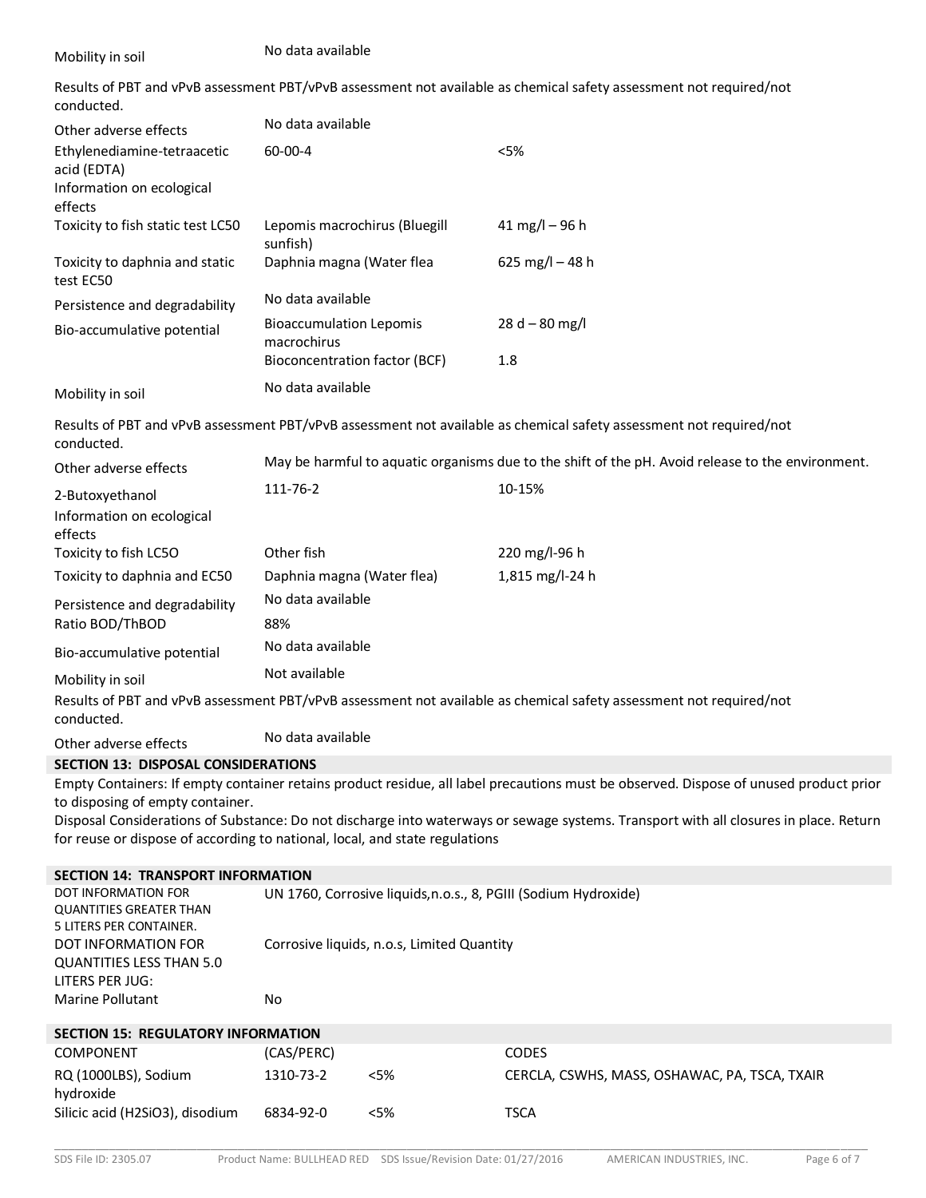| | | |
|---|---|---|
| Mobility in soil | No data available | |

Results of PBT and vPvB assessment PBT/vPvB assessment not available as chemical safety assessment not required/not conducted.

| | | |
|---|---|---|
| Other adverse effects | No data available | |
| Ethylenediamine-tetraacetic acid (EDTA) | 60-00-4 | <5% |
| Information on ecological effects | | |
| Toxicity to fish static test LC50 | Lepomis macrochirus (Bluegill sunfish) | 41 mg/l – 96 h |
| Toxicity to daphnia and static test EC50 | Daphnia magna (Water flea | 625 mg/l – 48 h |
| Persistence and degradability | No data available | |
| Bio-accumulative potential | Bioaccumulation Lepomis macrochirus | 28 d – 80 mg/l |
| | Bioconcentration factor (BCF) | 1.8 |
| Mobility in soil | No data available | |

Results of PBT and vPvB assessment PBT/vPvB assessment not available as chemical safety assessment not required/not conducted.

| | | |
|---|---|---|
| Other adverse effects | May be harmful to aquatic organisms due to the shift of the pH. Avoid release to the environment. | |
| 2-Butoxyethanol | 111-76-2 | 10-15% |
| Information on ecological effects | | |
| Toxicity to fish LC5O | Other fish | 220 mg/l-96 h |
| Toxicity to daphnia and EC50 | Daphnia magna (Water flea) | 1,815 mg/l-24 h |
| Persistence and degradability | No data available | |
| Ratio BOD/ThBOD | 88% | |
| Bio-accumulative potential | No data available | |
| Mobility in soil | Not available | |

Results of PBT and vPvB assessment PBT/vPvB assessment not available as chemical safety assessment not required/not conducted.

| | |
|---|---|
| Other adverse effects | No data available |

## SECTION 13: DISPOSAL CONSIDERATIONS

Empty Containers: If empty container retains product residue, all label precautions must be observed. Dispose of unused product prior to disposing of empty container.

Disposal Considerations of Substance: Do not discharge into waterways or sewage systems. Transport with all closures in place. Return for reuse or dispose of according to national, local, and state regulations

## SECTION 14: TRANSPORT INFORMATION

| | |
|---|---|
| DOT INFORMATION FOR QUANTITIES GREATER THAN 5 LITERS PER CONTAINER. | UN 1760, Corrosive liquids,n.o.s., 8, PGIII (Sodium Hydroxide) |
| DOT INFORMATION FOR QUANTITIES LESS THAN 5.0 LITERS PER JUG: | Corrosive liquids, n.o.s, Limited Quantity |
| Marine Pollutant | No |

## SECTION 15: REGULATORY INFORMATION

| COMPONENT | (CAS/PERC) | | CODES |
|---|---|---|---|
| RQ (1000LBS), Sodium hydroxide | 1310-73-2 | <5% | CERCLA, CSWHS, MASS, OSHAWAC, PA, TSCA, TXAIR |
| Silicic acid ($H_2SiO_3$), disodium | 6834-92-0 | <5% | TSCA |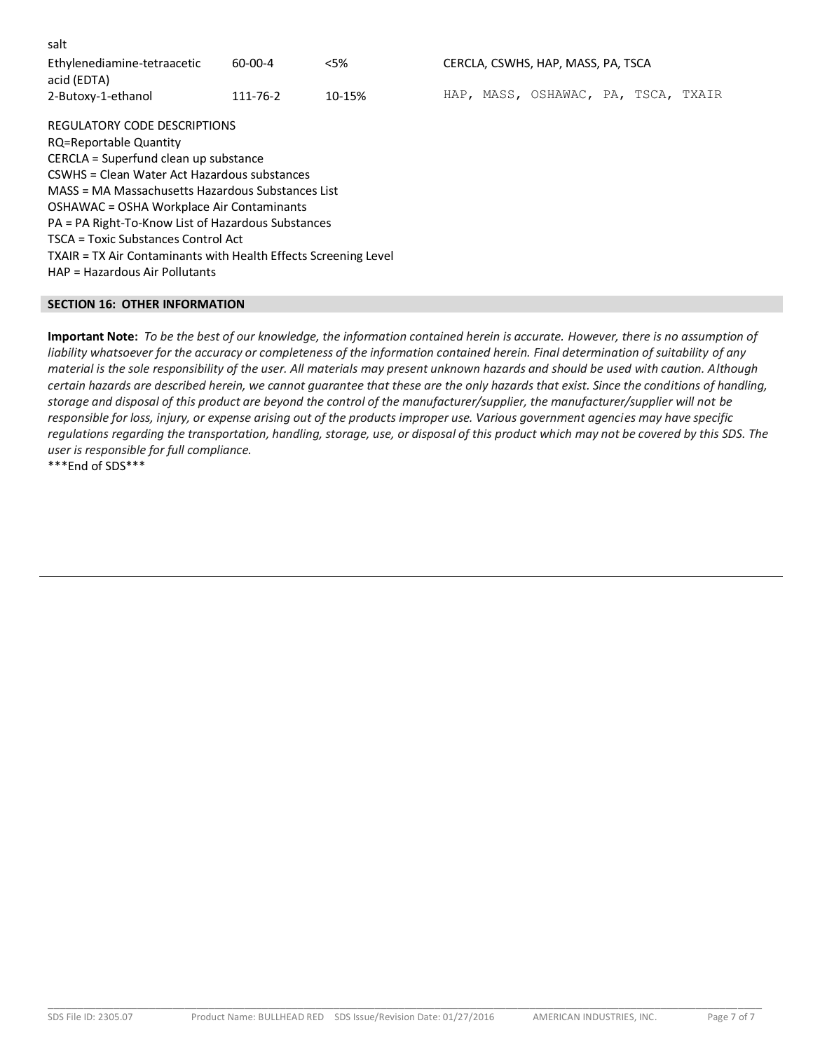| | | | |
|---|---|---|---|
| salt | | | |
| Ethylenediamine-tetraacetic acid (EDTA) | 60-00-4 | <5% | CERCLA, CSWHS, HAP, MASS, PA, TSCA |
| 2-Butoxy-1-ethanol | 111-76-2 | 10-15% | HAP, MASS, OSHAWAC, PA, TSCA, TXAIR |

REGULATORY CODE DESCRIPTIONS
RQ=Reportable Quantity
CERCLA = Superfund clean up substance
CSWHS = Clean Water Act Hazardous substances
MASS = MA Massachusetts Hazardous Substances List
OSHAWAC = OSHA Workplace Air Contaminants
PA = PA Right-To-Know List of Hazardous Substances
TSCA = Toxic Substances Control Act
TXAIR = TX Air Contaminants with Health Effects Screening Level
HAP = Hazardous Air Pollutants

## SECTION 16: OTHER INFORMATION

**Important Note:** *To be the best of our knowledge, the information contained herein is accurate. However, there is no assumption of liability whatsoever for the accuracy or completeness of the information contained herein. Final determination of suitability of any material is the sole responsibility of the user. All materials may present unknown hazards and should be used with caution. Although certain hazards are described herein, we cannot guarantee that these are the only hazards that exist. Since the conditions of handling, storage and disposal of this product are beyond the control of the manufacturer/supplier, the manufacturer/supplier will not be responsible for loss, injury, or expense arising out of the products improper use. Various government agencies may have specific regulations regarding the transportation, handling, storage, use, or disposal of this product which may not be covered by this SDS. The user is responsible for full compliance.*

***End of SDS***